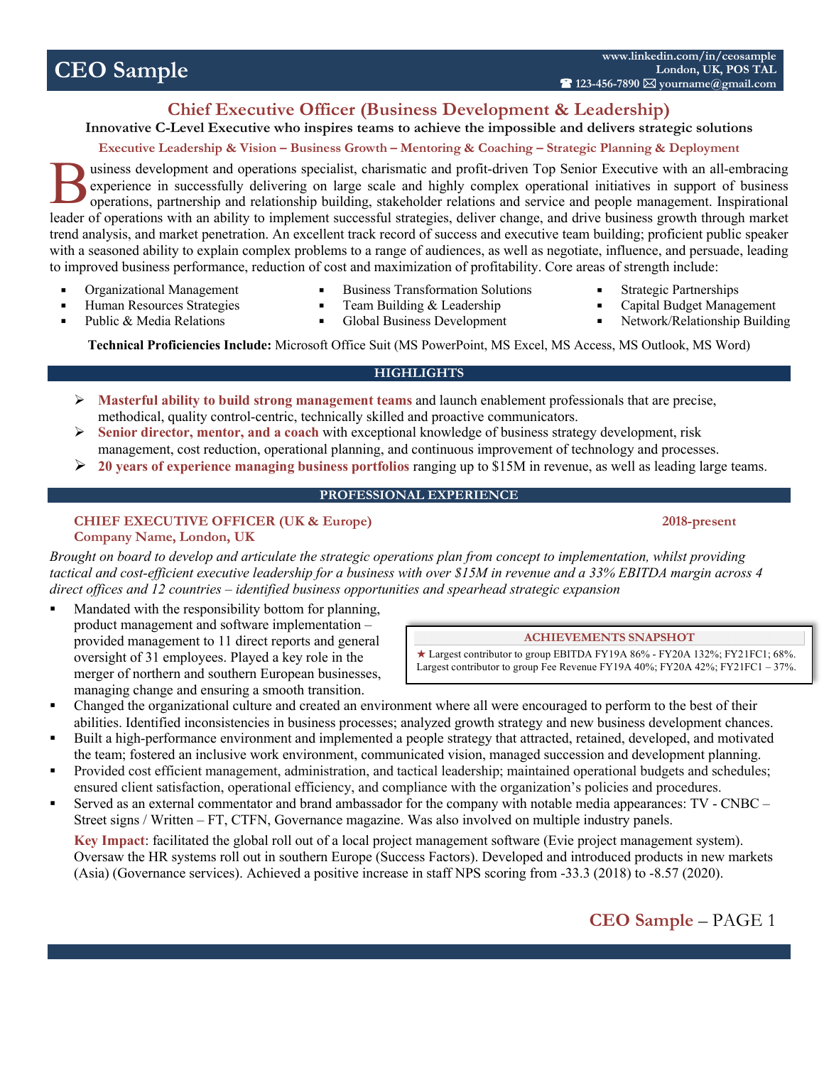# CEO Sample

www.linkedin.com/in/ceosample
London, UK, POS TAL
☎ 123-456-7890 ✉ yourname@gmail.com

## Chief Executive Officer (Business Development & Leadership)

**Innovative C-Level Executive who inspires teams to achieve the impossible and delivers strategic solutions**

**Executive Leadership & Vision – Business Growth – Mentoring & Coaching – Strategic Planning & Deployment**

Business development and operations specialist, charismatic and profit-driven Top Senior Executive with an all-embracing experience in successfully delivering on large scale and highly complex operational initiatives in support of business operations, partnership and relationship building, stakeholder relations and service and people management. Inspirational leader of operations with an ability to implement successful strategies, deliver change, and drive business growth through market trend analysis, and market penetration. An excellent track record of success and executive team building; proficient public speaker with a seasoned ability to explain complex problems to a range of audiences, as well as negotiate, influence, and persuade, leading to improved business performance, reduction of cost and maximization of profitability. Core areas of strength include:

- Organizational Management
- Human Resources Strategies
- Public & Media Relations
- Business Transformation Solutions
- Team Building & Leadership
- Global Business Development
- Strategic Partnerships
- Capital Budget Management
- Network/Relationship Building

**Technical Proficiencies Include:** Microsoft Office Suit (MS PowerPoint, MS Excel, MS Access, MS Outlook, MS Word)

## HIGHLIGHTS

- **Masterful ability to build strong management teams** and launch enablement professionals that are precise, methodical, quality control-centric, technically skilled and proactive communicators.
- **Senior director, mentor, and a coach** with exceptional knowledge of business strategy development, risk management, cost reduction, operational planning, and continuous improvement of technology and processes.
- **20 years of experience managing business portfolios** ranging up to $15M in revenue, as well as leading large teams.

## PROFESSIONAL EXPERIENCE

### CHIEF EXECUTIVE OFFICER (UK & Europe) — 2018-present
**Company Name, London, UK**

*Brought on board to develop and articulate the strategic operations plan from concept to implementation, whilst providing tactical and cost-efficient executive leadership for a business with over $15M in revenue and a 33% EBITDA margin across 4 direct offices and 12 countries – identified business opportunities and spearhead strategic expansion*

**ACHIEVEMENTS SNAPSHOT**

★ Largest contributor to group EBITDA FY19A 86% - FY20A 132%; FY21FC1; 68%. Largest contributor to group Fee Revenue FY19A 40%; FY20A 42%; FY21FC1 – 37%.

- Mandated with the responsibility bottom for planning, product management and software implementation – provided management to 11 direct reports and general oversight of 31 employees. Played a key role in the merger of northern and southern European businesses, managing change and ensuring a smooth transition.
- Changed the organizational culture and created an environment where all were encouraged to perform to the best of their abilities. Identified inconsistencies in business processes; analyzed growth strategy and new business development chances.
- Built a high-performance environment and implemented a people strategy that attracted, retained, developed, and motivated the team; fostered an inclusive work environment, communicated vision, managed succession and development planning.
- Provided cost efficient management, administration, and tactical leadership; maintained operational budgets and schedules; ensured client satisfaction, operational efficiency, and compliance with the organization's policies and procedures.
- Served as an external commentator and brand ambassador for the company with notable media appearances: TV - CNBC – Street signs / Written – FT, CTFN, Governance magazine. Was also involved on multiple industry panels.

**Key Impact**: facilitated the global roll out of a local project management software (Evie project management system). Oversaw the HR systems roll out in southern Europe (Success Factors). Developed and introduced products in new markets (Asia) (Governance services). Achieved a positive increase in staff NPS scoring from -33.3 (2018) to -8.57 (2020).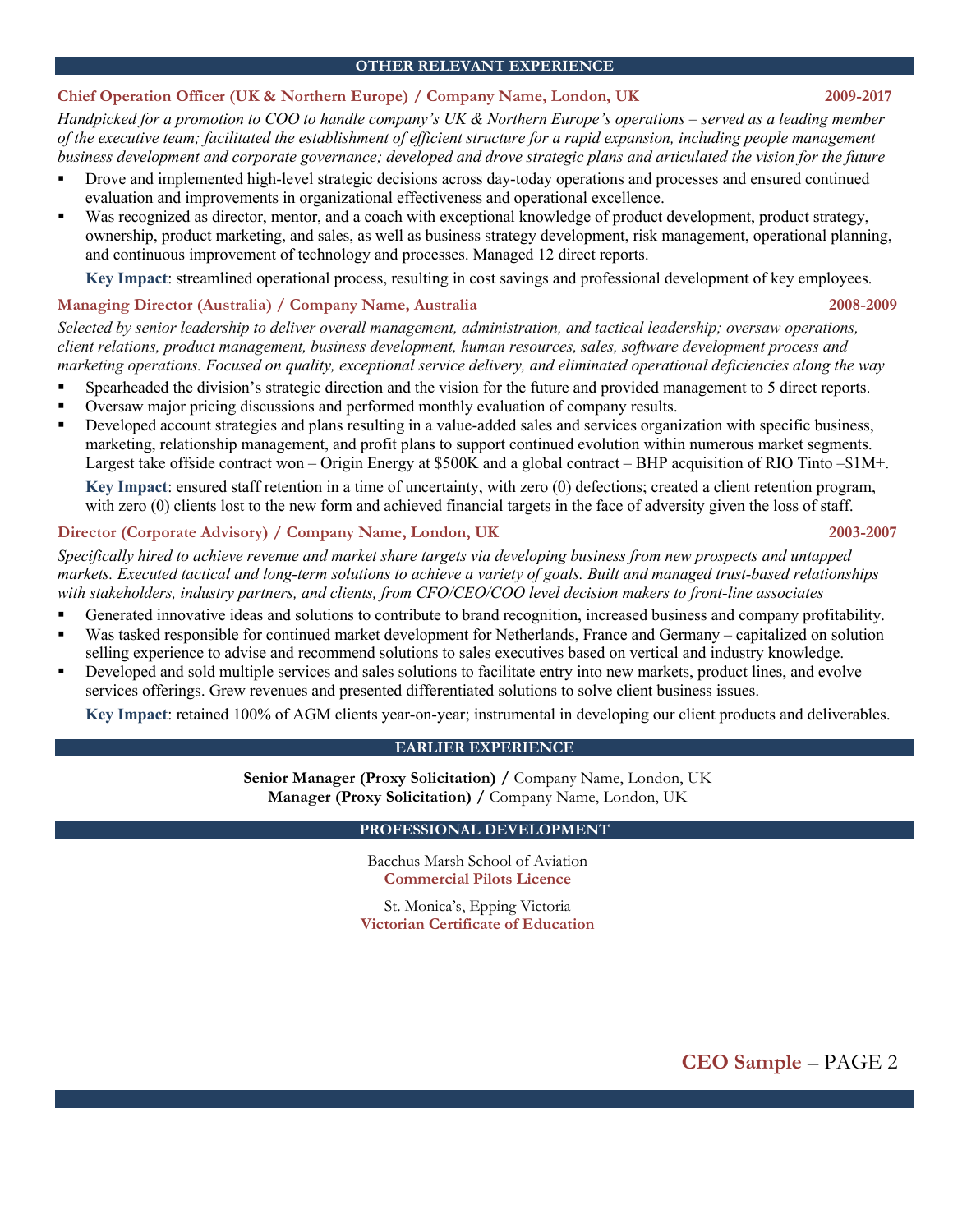## OTHER RELEVANT EXPERIENCE

**Chief Operation Officer (UK & Northern Europe) / Company Name, London, UK** **2009-2017**

*Handpicked for a promotion to COO to handle company's UK & Northern Europe's operations – served as a leading member of the executive team; facilitated the establishment of efficient structure for a rapid expansion, including people management business development and corporate governance; developed and drove strategic plans and articulated the vision for the future*

- Drove and implemented high-level strategic decisions across day-today operations and processes and ensured continued evaluation and improvements in organizational effectiveness and operational excellence.
- Was recognized as director, mentor, and a coach with exceptional knowledge of product development, product strategy, ownership, product marketing, and sales, as well as business strategy development, risk management, operational planning, and continuous improvement of technology and processes. Managed 12 direct reports.

**Key Impact**: streamlined operational process, resulting in cost savings and professional development of key employees.

**Managing Director (Australia) / Company Name, Australia** **2008-2009**

*Selected by senior leadership to deliver overall management, administration, and tactical leadership; oversaw operations, client relations, product management, business development, human resources, sales, software development process and marketing operations. Focused on quality, exceptional service delivery, and eliminated operational deficiencies along the way*

- Spearheaded the division's strategic direction and the vision for the future and provided management to 5 direct reports.
- Oversaw major pricing discussions and performed monthly evaluation of company results.
- Developed account strategies and plans resulting in a value-added sales and services organization with specific business, marketing, relationship management, and profit plans to support continued evolution within numerous market segments. Largest take offside contract won – Origin Energy at $500K and a global contract – BHP acquisition of RIO Tinto –$1M+.

**Key Impact**: ensured staff retention in a time of uncertainty, with zero (0) defections; created a client retention program, with zero (0) clients lost to the new form and achieved financial targets in the face of adversity given the loss of staff.

**Director (Corporate Advisory) / Company Name, London, UK** **2003-2007**

*Specifically hired to achieve revenue and market share targets via developing business from new prospects and untapped markets. Executed tactical and long-term solutions to achieve a variety of goals. Built and managed trust-based relationships with stakeholders, industry partners, and clients, from CFO/CEO/COO level decision makers to front-line associates*

- Generated innovative ideas and solutions to contribute to brand recognition, increased business and company profitability.
- Was tasked responsible for continued market development for Netherlands, France and Germany – capitalized on solution selling experience to advise and recommend solutions to sales executives based on vertical and industry knowledge.
- Developed and sold multiple services and sales solutions to facilitate entry into new markets, product lines, and evolve services offerings. Grew revenues and presented differentiated solutions to solve client business issues.

**Key Impact**: retained 100% of AGM clients year-on-year; instrumental in developing our client products and deliverables.

## EARLIER EXPERIENCE

**Senior Manager (Proxy Solicitation) /** Company Name, London, UK
**Manager (Proxy Solicitation) /** Company Name, London, UK

## PROFESSIONAL DEVELOPMENT

Bacchus Marsh School of Aviation
**Commercial Pilots Licence**

St. Monica's, Epping Victoria
**Victorian Certificate of Education**